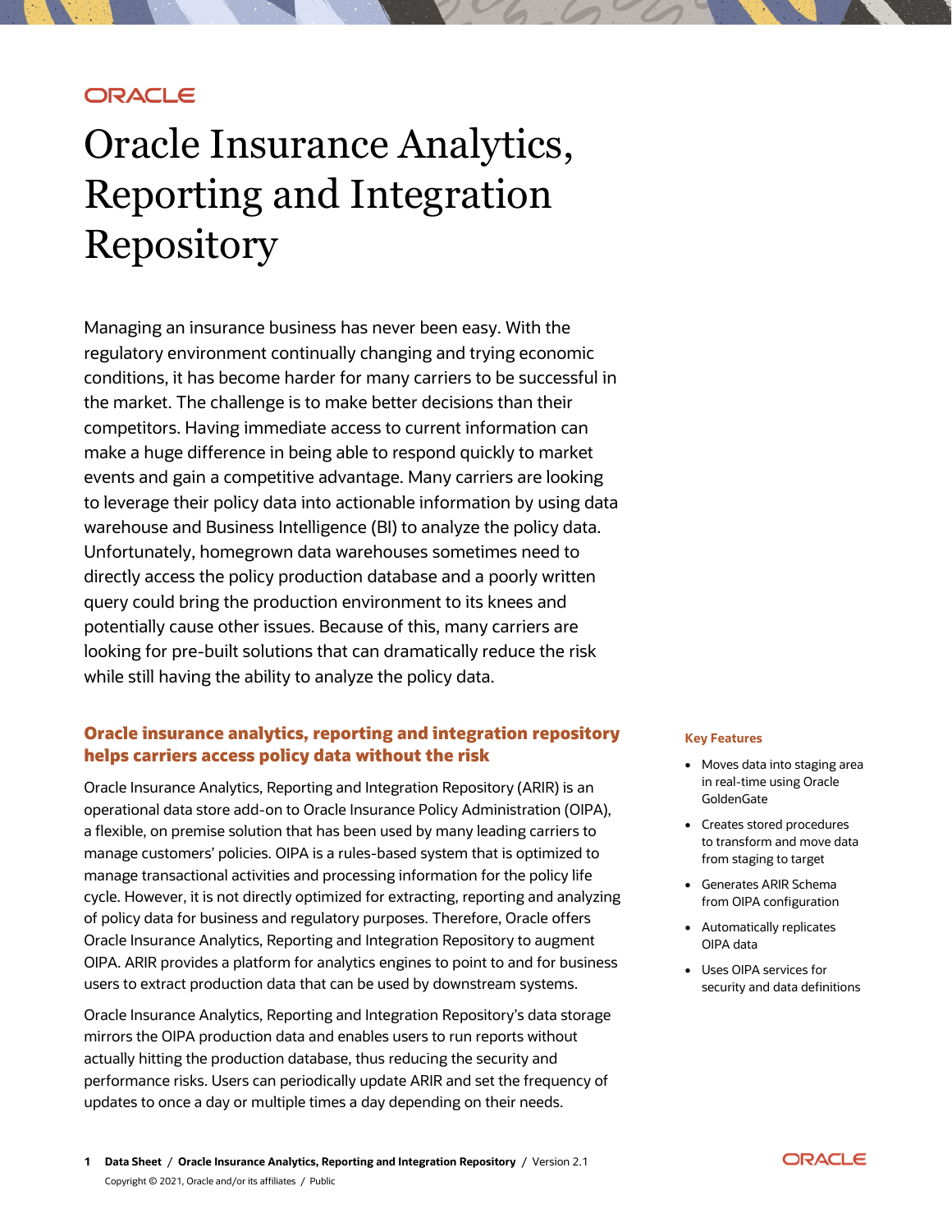# Oracle Insurance Analytics, Reporting and Integration Repository

Managing an insurance business has never been easy. With the regulatory environment continually changing and trying economic conditions, it has become harder for many carriers to be successful in the market. The challenge is to make better decisions than their competitors. Having immediate access to current information can make a huge difference in being able to respond quickly to market events and gain a competitive advantage. Many carriers are looking to leverage their policy data into actionable information by using data warehouse and Business Intelligence (BI) to analyze the policy data. Unfortunately, homegrown data warehouses sometimes need to directly access the policy production database and a poorly written query could bring the production environment to its knees and potentially cause other issues. Because of this, many carriers are looking for pre-built solutions that can dramatically reduce the risk while still having the ability to analyze the policy data.

## Oracle insurance analytics, reporting and integration repository helps carriers access policy data without the risk

Oracle Insurance Analytics, Reporting and Integration Repository (ARIR) is an operational data store add-on to Oracle Insurance Policy Administration (OIPA), a flexible, on premise solution that has been used by many leading carriers to manage customers' policies. OIPA is a rules-based system that is optimized to manage transactional activities and processing information for the policy life cycle. However, it is not directly optimized for extracting, reporting and analyzing of policy data for business and regulatory purposes. Therefore, Oracle offers Oracle Insurance Analytics, Reporting and Integration Repository to augment OIPA. ARIR provides a platform for analytics engines to point to and for business users to extract production data that can be used by downstream systems.

Oracle Insurance Analytics, Reporting and Integration Repository's data storage mirrors the OIPA production data and enables users to run reports without actually hitting the production database, thus reducing the security and performance risks. Users can periodically update ARIR and set the frequency of updates to once a day or multiple times a day depending on their needs.

### Key Features

- Moves data into staging area in real-time using Oracle GoldenGate
- Creates stored procedures to transform and move data from staging to target
- Generates ARIR Schema from OIPA configuration
- Automatically replicates OIPA data
- Uses OIPA services for security and data definitions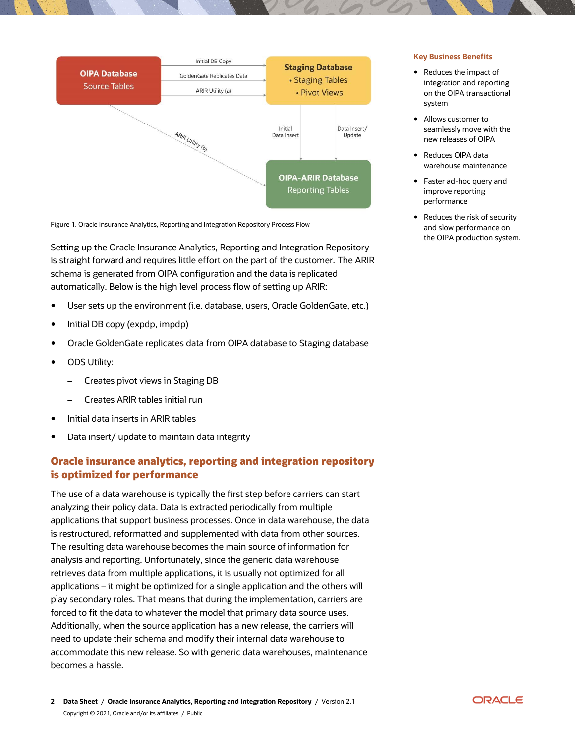Figure 1. Oracle Insurance Analytics, Reporting and Integration Repository Process Flow

Setting up the Oracle Insurance Analytics, Reporting and Integration Repository is straight forward and requires little effort on the part of the customer. The ARIR schema is generated from OIPA configuration and the data is replicated automatically. Below is the high level process flow of setting up ARIR:

- User sets up the environment (i.e. database, users, Oracle GoldenGate, etc.)
- Initial DB copy (expdp, impdp)
- Oracle GoldenGate replicates data from OIPA database to Staging database
- ODS Utility:
  - Creates pivot views in Staging DB
  - Creates ARIR tables initial run
- Initial data inserts in ARIR tables
- Data insert/ update to maintain data integrity

## Oracle insurance analytics, reporting and integration repository is optimized for performance

The use of a data warehouse is typically the first step before carriers can start analyzing their policy data. Data is extracted periodically from multiple applications that support business processes. Once in data warehouse, the data is restructured, reformatted and supplemented with data from other sources. The resulting data warehouse becomes the main source of information for analysis and reporting. Unfortunately, since the generic data warehouse retrieves data from multiple applications, it is usually not optimized for all applications – it might be optimized for a single application and the others will play secondary roles. That means that during the implementation, carriers are forced to fit the data to whatever the model that primary data source uses. Additionally, when the source application has a new release, the carriers will need to update their schema and modify their internal data warehouse to accommodate this new release. So with generic data warehouses, maintenance becomes a hassle.

### Key Business Benefits

- Reduces the impact of integration and reporting on the OIPA transactional system
- Allows customer to seamlessly move with the new releases of OIPA
- Reduces OIPA data warehouse maintenance
- Faster ad-hoc query and improve reporting performance
- Reduces the risk of security and slow performance on the OIPA production system.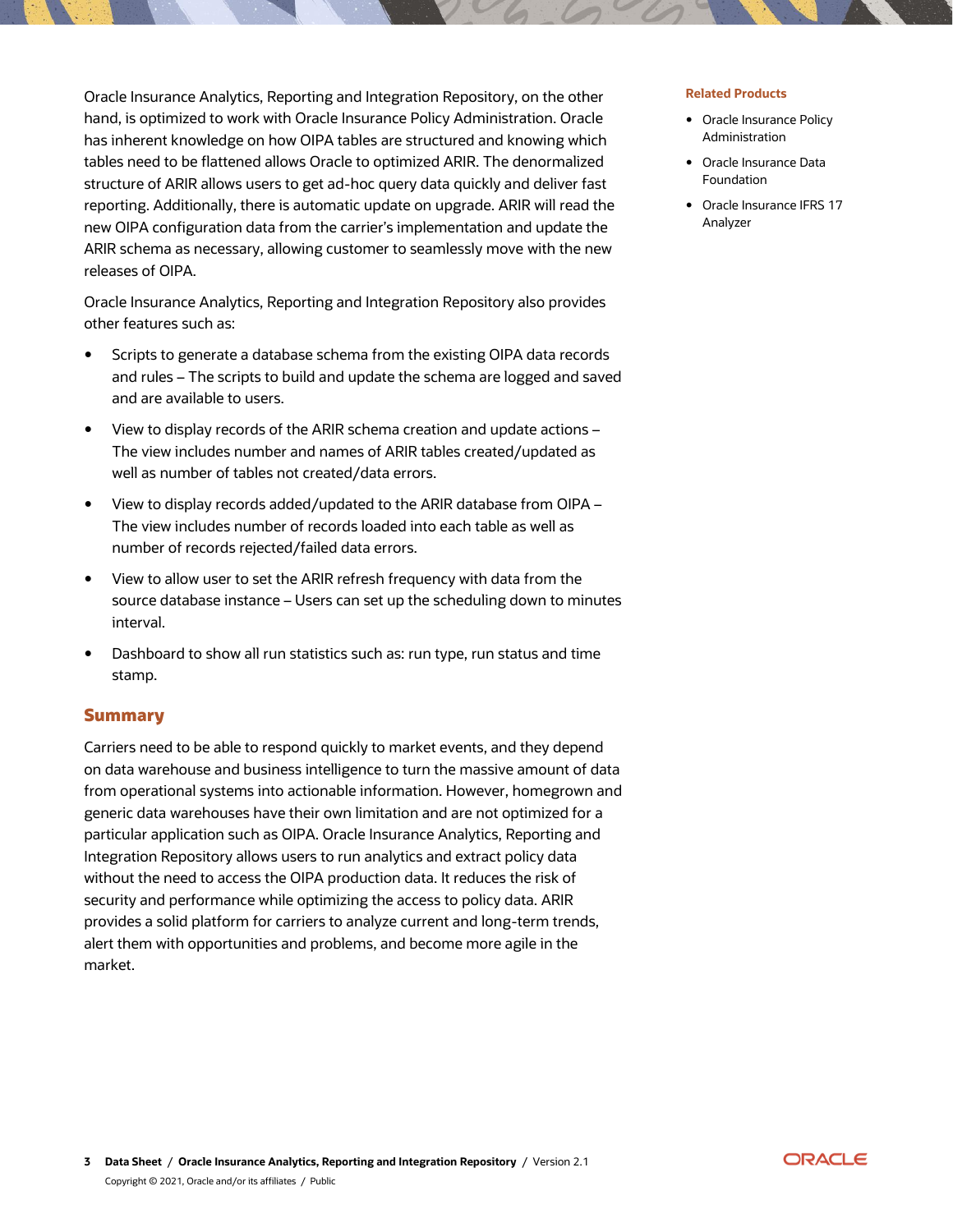Oracle Insurance Analytics, Reporting and Integration Repository, on the other hand, is optimized to work with Oracle Insurance Policy Administration. Oracle has inherent knowledge on how OIPA tables are structured and knowing which tables need to be flattened allows Oracle to optimized ARIR. The denormalized structure of ARIR allows users to get ad-hoc query data quickly and deliver fast reporting. Additionally, there is automatic update on upgrade. ARIR will read the new OIPA configuration data from the carrier's implementation and update the ARIR schema as necessary, allowing customer to seamlessly move with the new releases of OIPA.

Oracle Insurance Analytics, Reporting and Integration Repository also provides other features such as:

- Scripts to generate a database schema from the existing OIPA data records and rules – The scripts to build and update the schema are logged and saved and are available to users.
- View to display records of the ARIR schema creation and update actions – The view includes number and names of ARIR tables created/updated as well as number of tables not created/data errors.
- View to display records added/updated to the ARIR database from OIPA – The view includes number of records loaded into each table as well as number of records rejected/failed data errors.
- View to allow user to set the ARIR refresh frequency with data from the source database instance – Users can set up the scheduling down to minutes interval.
- Dashboard to show all run statistics such as: run type, run status and time stamp.

## Summary

Carriers need to be able to respond quickly to market events, and they depend on data warehouse and business intelligence to turn the massive amount of data from operational systems into actionable information. However, homegrown and generic data warehouses have their own limitation and are not optimized for a particular application such as OIPA. Oracle Insurance Analytics, Reporting and Integration Repository allows users to run analytics and extract policy data without the need to access the OIPA production data. It reduces the risk of security and performance while optimizing the access to policy data. ARIR provides a solid platform for carriers to analyze current and long-term trends, alert them with opportunities and problems, and become more agile in the market.

**Related Products**

- Oracle Insurance Policy Administration
- Oracle Insurance Data Foundation
- Oracle Insurance IFRS 17 Analyzer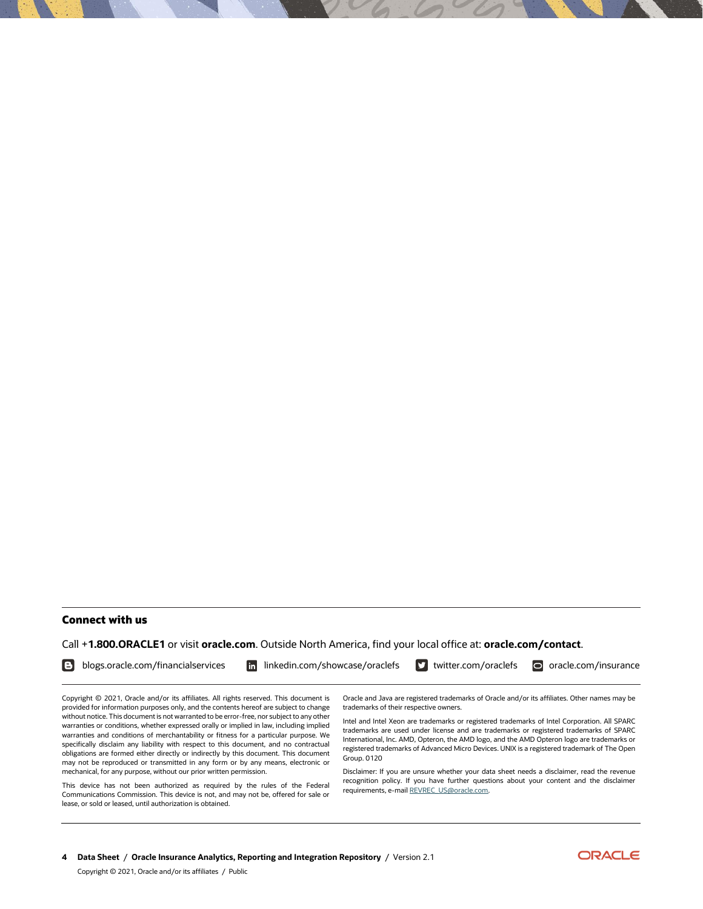## Connect with us

Call +**1.800.ORACLE1** or visit **oracle.com**. Outside North America, find your local office at: **oracle.com/contact**.

blogs.oracle.com/financialservices    linkedin.com/showcase/oraclefs    twitter.com/oraclefs    oracle.com/insurance

Copyright © 2021, Oracle and/or its affiliates. All rights reserved. This document is provided for information purposes only, and the contents hereof are subject to change without notice. This document is not warranted to be error-free, nor subject to any other warranties or conditions, whether expressed orally or implied in law, including implied warranties and conditions of merchantability or fitness for a particular purpose. We specifically disclaim any liability with respect to this document, and no contractual obligations are formed either directly or indirectly by this document. This document may not be reproduced or transmitted in any form or by any means, electronic or mechanical, for any purpose, without our prior written permission.

This device has not been authorized as required by the rules of the Federal Communications Commission. This device is not, and may not be, offered for sale or lease, or sold or leased, until authorization is obtained.

Oracle and Java are registered trademarks of Oracle and/or its affiliates. Other names may be trademarks of their respective owners.

Intel and Intel Xeon are trademarks or registered trademarks of Intel Corporation. All SPARC trademarks are used under license and are trademarks or registered trademarks of SPARC International, Inc. AMD, Opteron, the AMD logo, and the AMD Opteron logo are trademarks or registered trademarks of Advanced Micro Devices. UNIX is a registered trademark of The Open Group. 0120

Disclaimer: If you are unsure whether your data sheet needs a disclaimer, read the revenue recognition policy. If you have further questions about your content and the disclaimer requirements, e-mail REVREC_US@oracle.com.